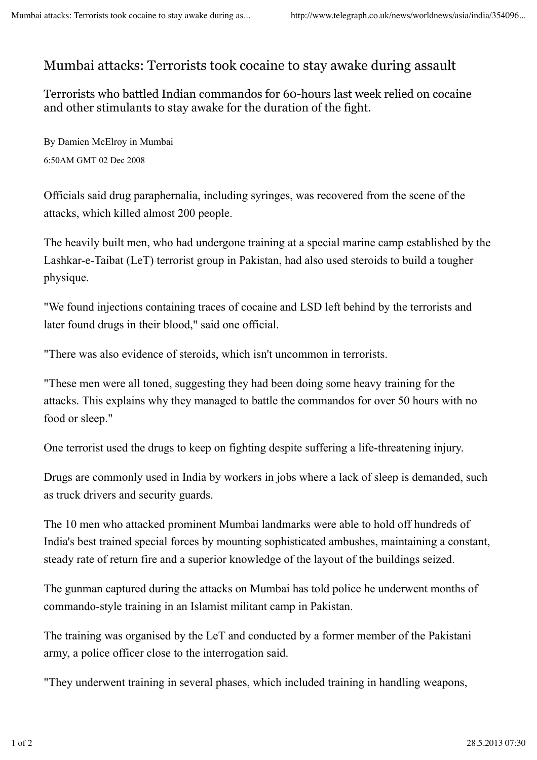# Mumbai attacks: Terrorists took cocaine to stay awake during assault

## Terrorists who battled Indian commandos for 60-hours last week relied on cocaine and other stimulants to stay awake for the duration of the fight.

By Damien McElroy in Mumbai

6:50AM GMT 02 Dec 2008

Officials said drug paraphernalia, including syringes, was recovered from the scene of the attacks, which killed almost 200 people.

The heavily built men, who had undergone training at a special marine camp established by the Lashkar-e-Taibat (LeT) terrorist group in Pakistan, had also used steroids to build a tougher physique.

"We found injections containing traces of cocaine and LSD left behind by the terrorists and later found drugs in their blood," said one official.

"There was also evidence of steroids, which isn't uncommon in terrorists.

"These men were all toned, suggesting they had been doing some heavy training for the attacks. This explains why they managed to battle the commandos for over 50 hours with no food or sleep."

One terrorist used the drugs to keep on fighting despite suffering a life-threatening injury.

Drugs are commonly used in India by workers in jobs where a lack of sleep is demanded, such as truck drivers and security guards.

The 10 men who attacked prominent Mumbai landmarks were able to hold off hundreds of India's best trained special forces by mounting sophisticated ambushes, maintaining a constant, steady rate of return fire and a superior knowledge of the layout of the buildings seized.

The gunman captured during the attacks on Mumbai has told police he underwent months of commando-style training in an Islamist militant camp in Pakistan.

The training was organised by the LeT and conducted by a former member of the Pakistani army, a police officer close to the interrogation said.

"They underwent training in several phases, which included training in handling weapons,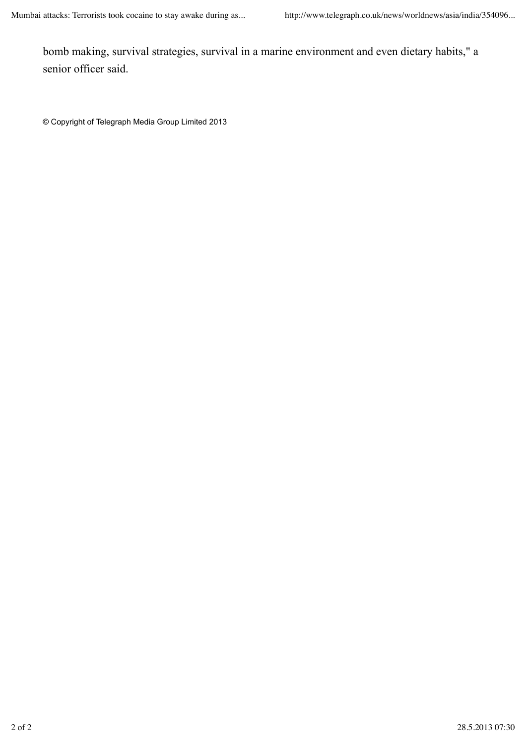bomb making, survival strategies, survival in a marine environment and even dietary habits," a senior officer said.

© Copyright of Telegraph Media Group Limited 2013